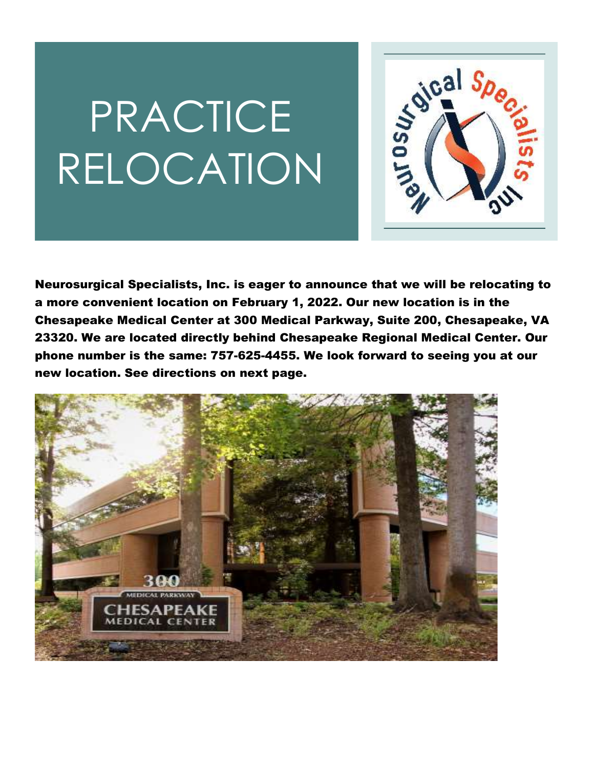# PRACTICE RELOCATION

**Neurosurgical Specialists, Inc. is eager to announce that we will be relocating to a more convenient location on February 1, 2022. Our new location is in the Chesapeake Medical Center at 300 Medical Parkway, Suite 200, Chesapeake, VA 23320. We are located directly behind Chesapeake Regional Medical Center. Our phone number is the same: 757-625-4455. We look forward to seeing you at our new location. See directions on next page.**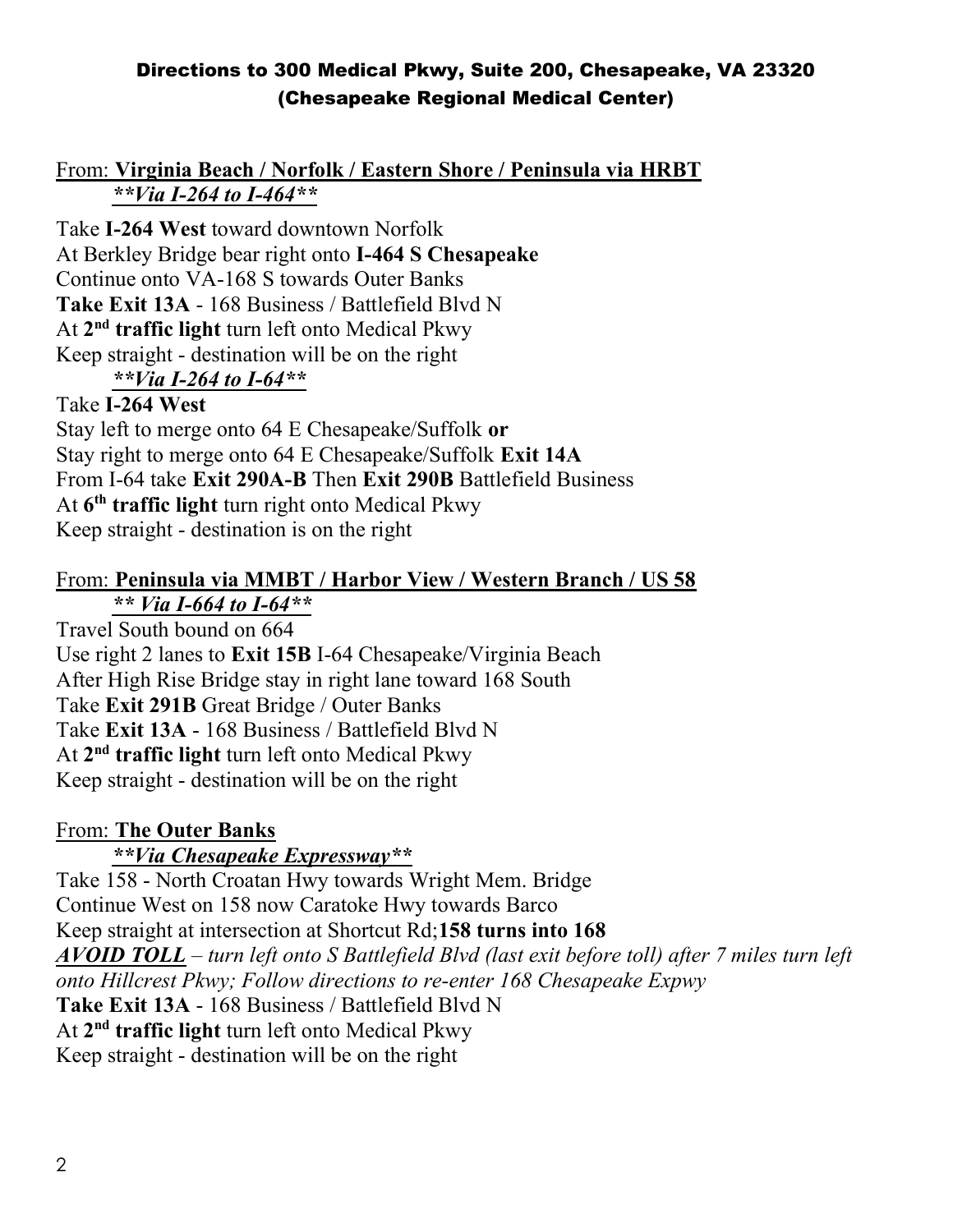## Directions to 300 Medical Pkwy, Suite 200, Chesapeake, VA 23320 (Chesapeake Regional Medical Center)

From: **Virginia Beach / Norfolk / Eastern Shore / Peninsula via HRBT**

***\*\*Via I-264 to I-464\*\****

Take **I-264 West** toward downtown Norfolk
At Berkley Bridge bear right onto **I-464 S Chesapeake**
Continue onto VA-168 S towards Outer Banks
**Take Exit 13A** - 168 Business / Battlefield Blvd N
At **2nd traffic light** turn left onto Medical Pkwy
Keep straight - destination will be on the right

***\*\*Via I-264 to I-64\*\****

Take **I-264 West**
Stay left to merge onto 64 E Chesapeake/Suffolk **or**
Stay right to merge onto 64 E Chesapeake/Suffolk **Exit 14A**
From I-64 take **Exit 290A-B** Then **Exit 290B** Battlefield Business
At **6th traffic light** turn right onto Medical Pkwy
Keep straight - destination is on the right

From: **Peninsula via MMBT / Harbor View / Western Branch / US 58**

***\*\* Via I-664 to I-64\*\****

Travel South bound on 664
Use right 2 lanes to **Exit 15B** I-64 Chesapeake/Virginia Beach
After High Rise Bridge stay in right lane toward 168 South
Take **Exit 291B** Great Bridge / Outer Banks
Take **Exit 13A** - 168 Business / Battlefield Blvd N
At **2nd traffic light** turn left onto Medical Pkwy
Keep straight - destination will be on the right

From: **The Outer Banks**

***\*\*Via Chesapeake Expressway\*\****

Take 158 - North Croatan Hwy towards Wright Mem. Bridge
Continue West on 158 now Caratoke Hwy towards Barco
Keep straight at intersection at Shortcut Rd;**158 turns into 168**
***AVOID TOLL** – turn left onto S Battlefield Blvd (last exit before toll) after 7 miles turn left onto Hillcrest Pkwy; Follow directions to re-enter 168 Chesapeake Expwy*
**Take Exit 13A** - 168 Business / Battlefield Blvd N
At **2nd traffic light** turn left onto Medical Pkwy
Keep straight - destination will be on the right